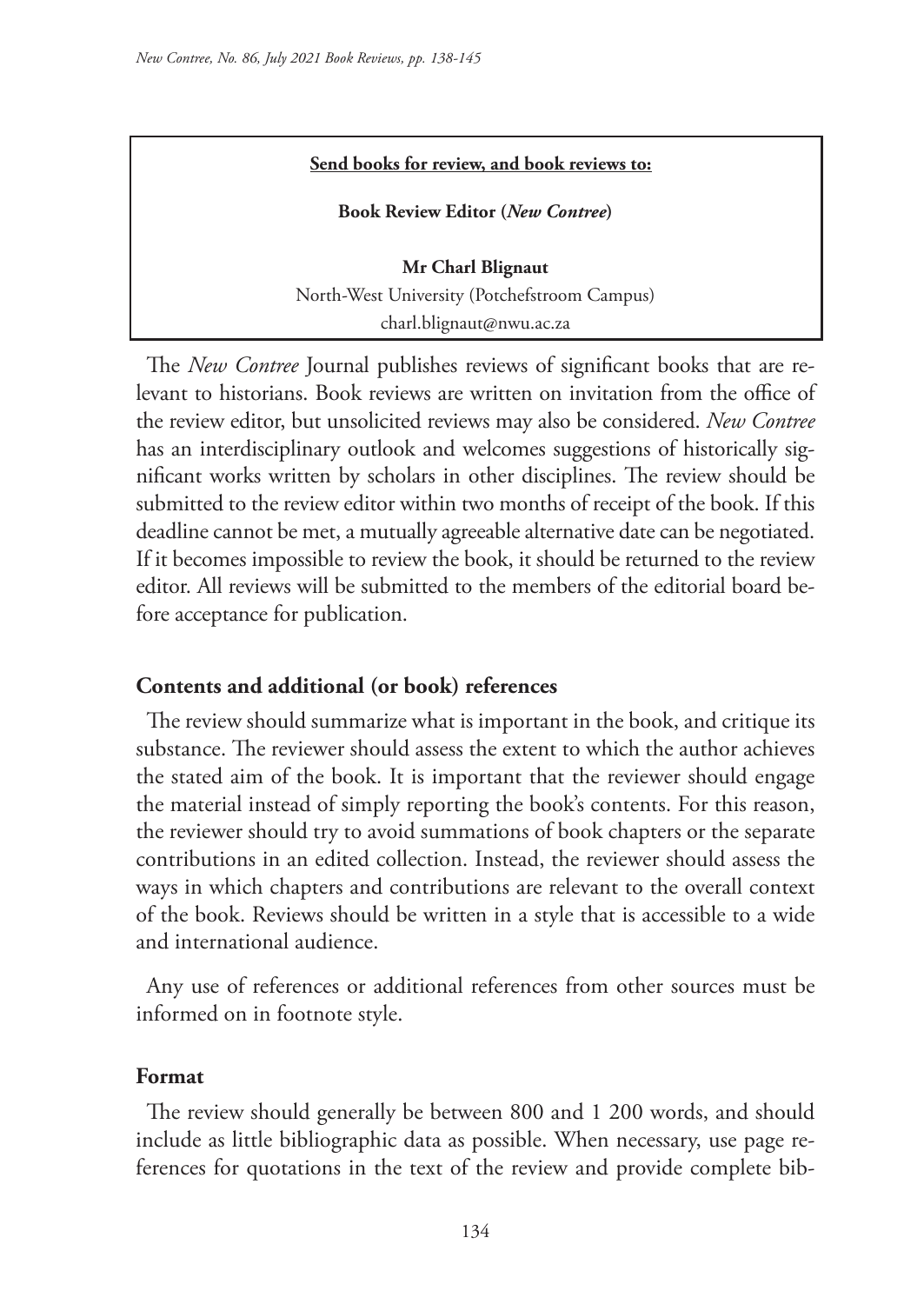**Send books for review, and book reviews to:**

**Book Review Editor (*New Contree*)**

**Mr Charl Blignaut**
North-West University (Potchefstroom Campus)
charl.blignaut@nwu.ac.za

The *New Contree* Journal publishes reviews of significant books that are relevant to historians. Book reviews are written on invitation from the office of the review editor, but unsolicited reviews may also be considered. *New Contree* has an interdisciplinary outlook and welcomes suggestions of historically significant works written by scholars in other disciplines. The review should be submitted to the review editor within two months of receipt of the book. If this deadline cannot be met, a mutually agreeable alternative date can be negotiated. If it becomes impossible to review the book, it should be returned to the review editor. All reviews will be submitted to the members of the editorial board before acceptance for publication.

## Contents and additional (or book) references

The review should summarize what is important in the book, and critique its substance. The reviewer should assess the extent to which the author achieves the stated aim of the book. It is important that the reviewer should engage the material instead of simply reporting the book's contents. For this reason, the reviewer should try to avoid summations of book chapters or the separate contributions in an edited collection. Instead, the reviewer should assess the ways in which chapters and contributions are relevant to the overall context of the book. Reviews should be written in a style that is accessible to a wide and international audience.

Any use of references or additional references from other sources must be informed on in footnote style.

## Format

The review should generally be between 800 and 1 200 words, and should include as little bibliographic data as possible. When necessary, use page references for quotations in the text of the review and provide complete bib-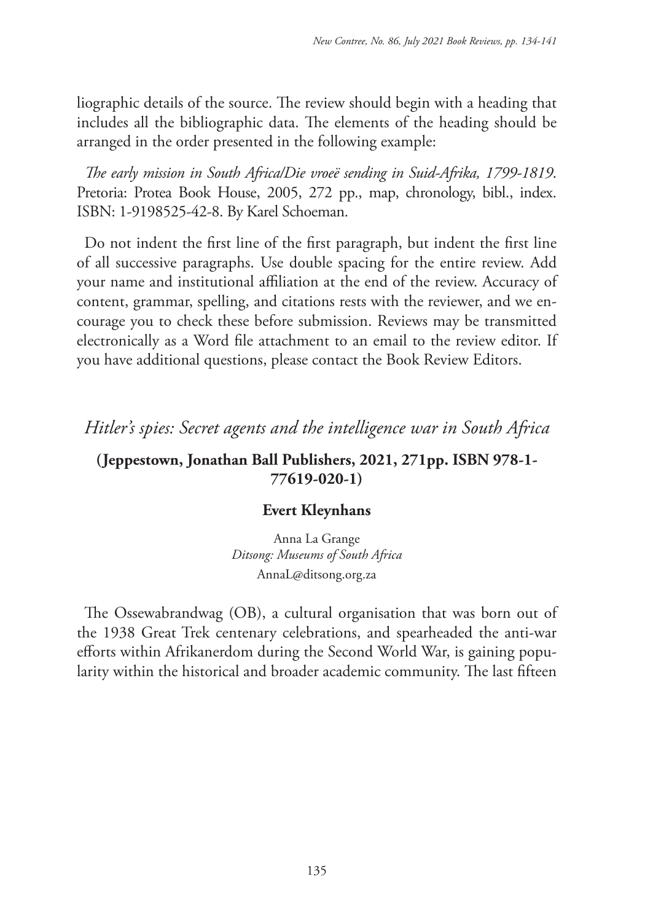liographic details of the source. The review should begin with a heading that includes all the bibliographic data. The elements of the heading should be arranged in the order presented in the following example:

*The early mission in South Africa/Die vroeë sending in Suid-Afrika, 1799-1819*. Pretoria: Protea Book House, 2005, 272 pp., map, chronology, bibl., index. ISBN: 1-9198525-42-8. By Karel Schoeman.

Do not indent the first line of the first paragraph, but indent the first line of all successive paragraphs. Use double spacing for the entire review. Add your name and institutional affiliation at the end of the review. Accuracy of content, grammar, spelling, and citations rests with the reviewer, and we encourage you to check these before submission. Reviews may be transmitted electronically as a Word file attachment to an email to the review editor. If you have additional questions, please contact the Book Review Editors.

## *Hitler's spies: Secret agents and the intelligence war in South Africa*

**(Jeppestown, Jonathan Ball Publishers, 2021, 271pp. ISBN 978-1-77619-020-1)**

**Evert Kleynhans**

Anna La Grange
*Ditsong: Museums of South Africa*
AnnaL@ditsong.org.za

The Ossewabrandwag (OB), a cultural organisation that was born out of the 1938 Great Trek centenary celebrations, and spearheaded the anti-war efforts within Afrikanerdom during the Second World War, is gaining popularity within the historical and broader academic community. The last fifteen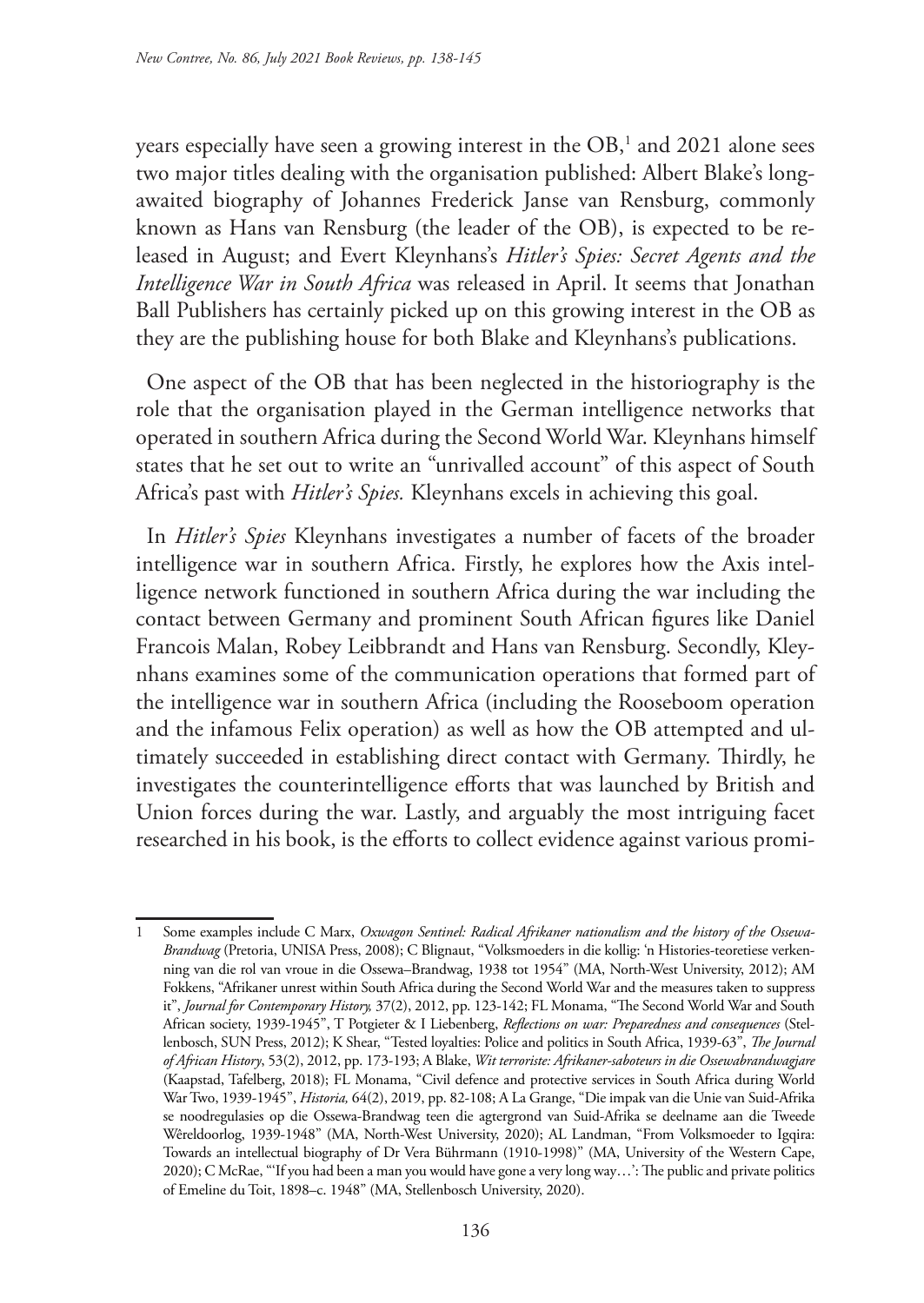years especially have seen a growing interest in the OB,[1] and 2021 alone sees two major titles dealing with the organisation published: Albert Blake's long-awaited biography of Johannes Frederick Janse van Rensburg, commonly known as Hans van Rensburg (the leader of the OB), is expected to be released in August; and Evert Kleynhans's *Hitler's Spies: Secret Agents and the Intelligence War in South Africa* was released in April. It seems that Jonathan Ball Publishers has certainly picked up on this growing interest in the OB as they are the publishing house for both Blake and Kleynhans's publications.

One aspect of the OB that has been neglected in the historiography is the role that the organisation played in the German intelligence networks that operated in southern Africa during the Second World War. Kleynhans himself states that he set out to write an "unrivalled account" of this aspect of South Africa's past with *Hitler's Spies.* Kleynhans excels in achieving this goal.

In *Hitler's Spies* Kleynhans investigates a number of facets of the broader intelligence war in southern Africa. Firstly, he explores how the Axis intelligence network functioned in southern Africa during the war including the contact between Germany and prominent South African figures like Daniel Francois Malan, Robey Leibbrandt and Hans van Rensburg. Secondly, Kleynhans examines some of the communication operations that formed part of the intelligence war in southern Africa (including the Rooseboom operation and the infamous Felix operation) as well as how the OB attempted and ultimately succeeded in establishing direct contact with Germany. Thirdly, he investigates the counterintelligence efforts that was launched by British and Union forces during the war. Lastly, and arguably the most intriguing facet researched in his book, is the efforts to collect evidence against various promi-

---

1 Some examples include C Marx, *Oxwagon Sentinel: Radical Afrikaner nationalism and the history of the Ossewa-Brandwag* (Pretoria, UNISA Press, 2008); C Blignaut, "Volksmoeders in die kollig: 'n Histories-teoretiese verkenning van die rol van vroue in die Ossewa–Brandwag, 1938 tot 1954" (MA, North-West University, 2012); AM Fokkens, "Afrikaner unrest within South Africa during the Second World War and the measures taken to suppress it", *Journal for Contemporary History,* 37(2), 2012, pp. 123-142; FL Monama, "The Second World War and South African society, 1939-1945", T Potgieter & I Liebenberg, *Reflections on war: Preparedness and consequences* (Stellenbosch, SUN Press, 2012); K Shear, "Tested loyalties: Police and politics in South Africa, 1939-63", *The Journal of African History*, 53(2), 2012, pp. 173-193; A Blake, *Wit terroriste: Afrikaner-saboteurs in die Ossewabrandwagjare* (Kaapstad, Tafelberg, 2018); FL Monama, "Civil defence and protective services in South Africa during World War Two, 1939-1945", *Historia,* 64(2), 2019, pp. 82-108; A La Grange, "Die impak van die Unie van Suid-Afrika se noodregulasies op die Ossewa-Brandwag teen die agtergrond van Suid-Afrika se deelname aan die Tweede Wêreldoorlog, 1939-1948" (MA, North-West University, 2020); AL Landman, "From Volksmoeder to Igqira: Towards an intellectual biography of Dr Vera Bührmann (1910-1998)" (MA, University of the Western Cape, 2020); C McRae, "'If you had been a man you would have gone a very long way…': The public and private politics of Emeline du Toit, 1898–c. 1948" (MA, Stellenbosch University, 2020).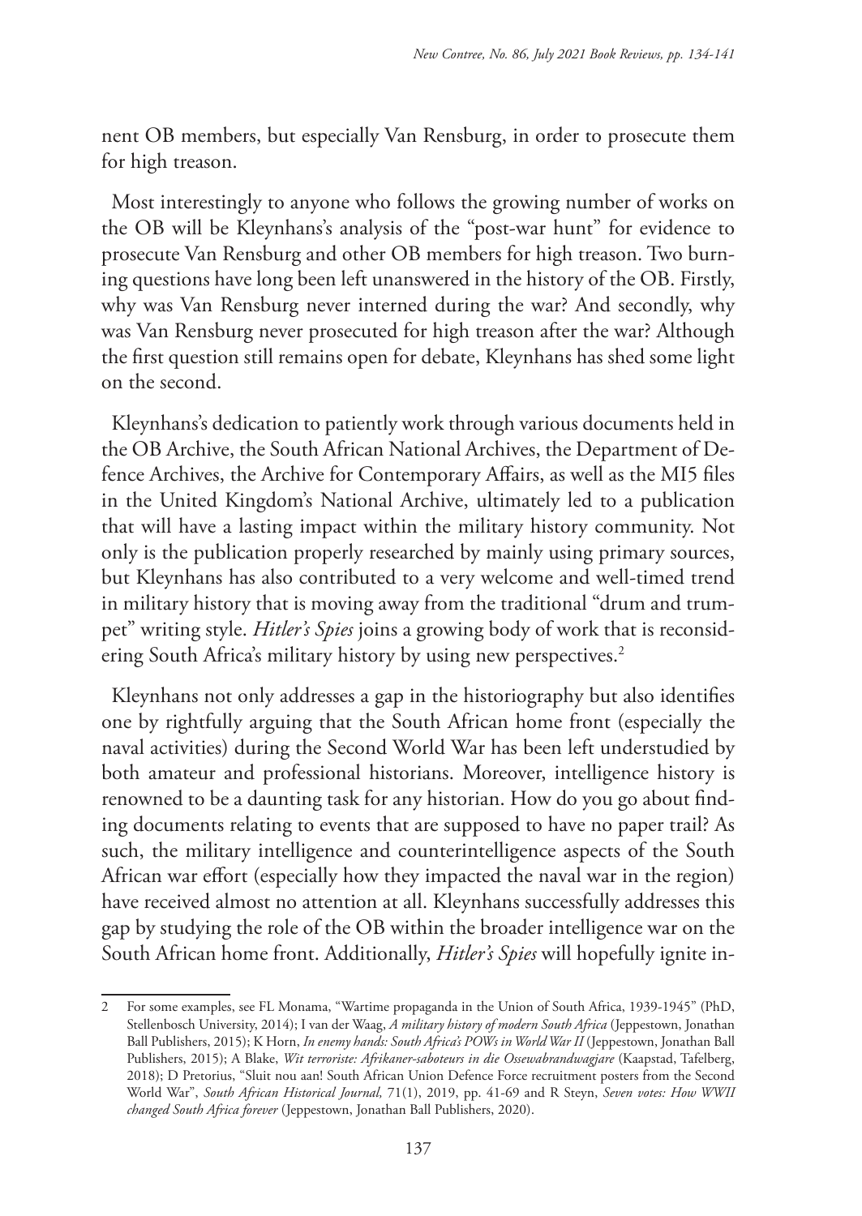nent OB members, but especially Van Rensburg, in order to prosecute them for high treason.

Most interestingly to anyone who follows the growing number of works on the OB will be Kleynhans's analysis of the "post-war hunt" for evidence to prosecute Van Rensburg and other OB members for high treason. Two burning questions have long been left unanswered in the history of the OB. Firstly, why was Van Rensburg never interned during the war? And secondly, why was Van Rensburg never prosecuted for high treason after the war? Although the first question still remains open for debate, Kleynhans has shed some light on the second.

Kleynhans's dedication to patiently work through various documents held in the OB Archive, the South African National Archives, the Department of Defence Archives, the Archive for Contemporary Affairs, as well as the MI5 files in the United Kingdom's National Archive, ultimately led to a publication that will have a lasting impact within the military history community. Not only is the publication properly researched by mainly using primary sources, but Kleynhans has also contributed to a very welcome and well-timed trend in military history that is moving away from the traditional "drum and trumpet" writing style. *Hitler's Spies* joins a growing body of work that is reconsidering South Africa's military history by using new perspectives.[2]

Kleynhans not only addresses a gap in the historiography but also identifies one by rightfully arguing that the South African home front (especially the naval activities) during the Second World War has been left understudied by both amateur and professional historians. Moreover, intelligence history is renowned to be a daunting task for any historian. How do you go about finding documents relating to events that are supposed to have no paper trail? As such, the military intelligence and counterintelligence aspects of the South African war effort (especially how they impacted the naval war in the region) have received almost no attention at all. Kleynhans successfully addresses this gap by studying the role of the OB within the broader intelligence war on the South African home front. Additionally, *Hitler's Spies* will hopefully ignite in-

---

2 For some examples, see FL Monama, "Wartime propaganda in the Union of South Africa, 1939-1945" (PhD, Stellenbosch University, 2014); I van der Waag, *A military history of modern South Africa* (Jeppestown, Jonathan Ball Publishers, 2015); K Horn, *In enemy hands: South Africa's POWs in World War II* (Jeppestown, Jonathan Ball Publishers, 2015); A Blake, *Wit terroriste: Afrikaner-saboteurs in die Ossewabrandwagjare* (Kaapstad, Tafelberg, 2018); D Pretorius, "Sluit nou aan! South African Union Defence Force recruitment posters from the Second World War", *South African Historical Journal,* 71(1), 2019, pp. 41-69 and R Steyn, *Seven votes: How WWII changed South Africa forever* (Jeppestown, Jonathan Ball Publishers, 2020).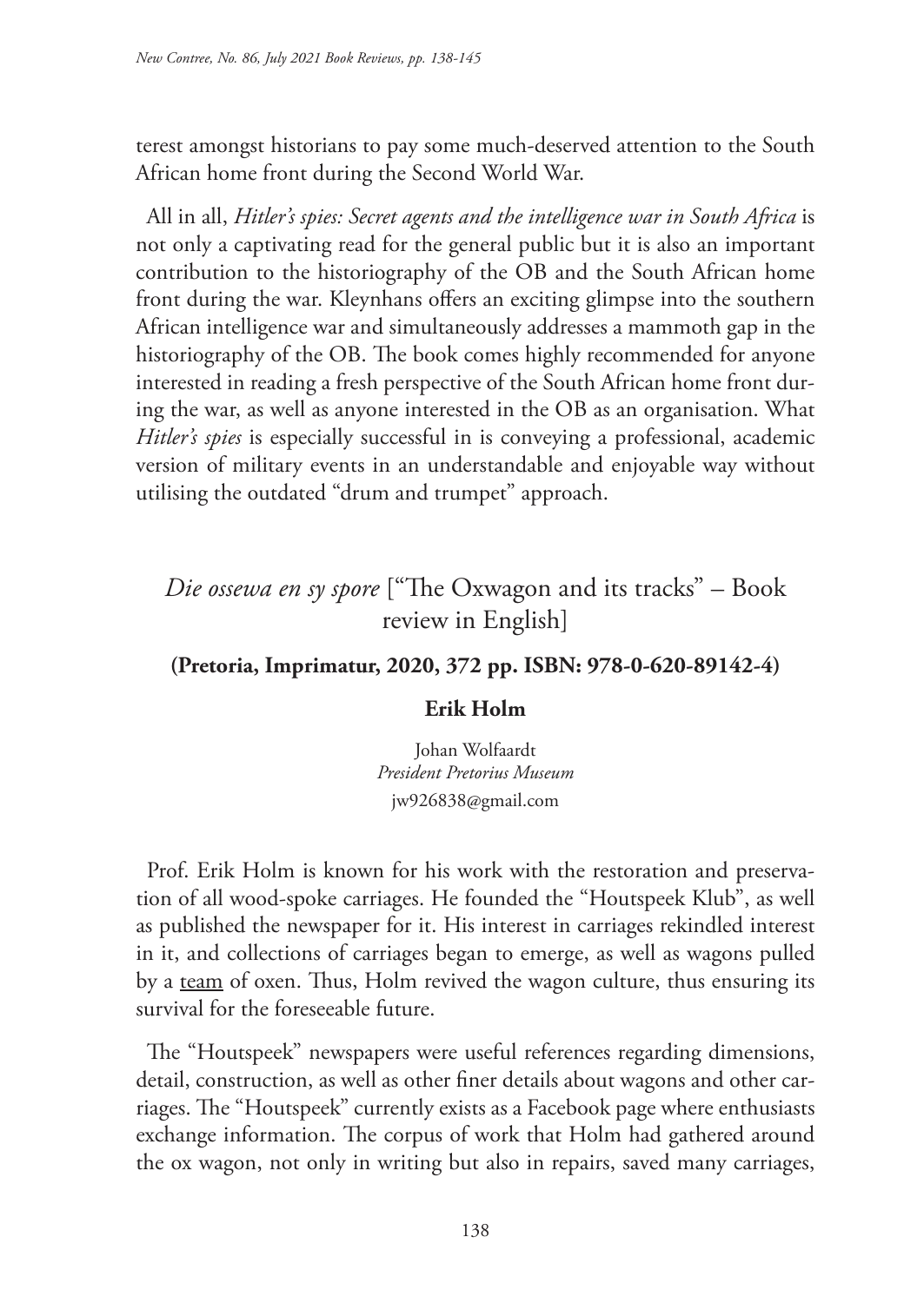terest amongst historians to pay some much-deserved attention to the South African home front during the Second World War.

All in all, *Hitler's spies: Secret agents and the intelligence war in South Africa* is not only a captivating read for the general public but it is also an important contribution to the historiography of the OB and the South African home front during the war. Kleynhans offers an exciting glimpse into the southern African intelligence war and simultaneously addresses a mammoth gap in the historiography of the OB. The book comes highly recommended for anyone interested in reading a fresh perspective of the South African home front during the war, as well as anyone interested in the OB as an organisation. What *Hitler's spies* is especially successful in is conveying a professional, academic version of military events in an understandable and enjoyable way without utilising the outdated "drum and trumpet" approach.

## *Die ossewa en sy spore* ["The Oxwagon and its tracks" – Book review in English]

**(Pretoria, Imprimatur, 2020, 372 pp. ISBN: 978-0-620-89142-4)**

**Erik Holm**

Johan Wolfaardt
*President Pretorius Museum*
jw926838@gmail.com

Prof. Erik Holm is known for his work with the restoration and preservation of all wood-spoke carriages. He founded the "Houtspeek Klub", as well as published the newspaper for it. His interest in carriages rekindled interest in it, and collections of carriages began to emerge, as well as wagons pulled by a <u>team</u> of oxen. Thus, Holm revived the wagon culture, thus ensuring its survival for the foreseeable future.

The "Houtspeek" newspapers were useful references regarding dimensions, detail, construction, as well as other finer details about wagons and other carriages. The "Houtspeek" currently exists as a Facebook page where enthusiasts exchange information. The corpus of work that Holm had gathered around the ox wagon, not only in writing but also in repairs, saved many carriages,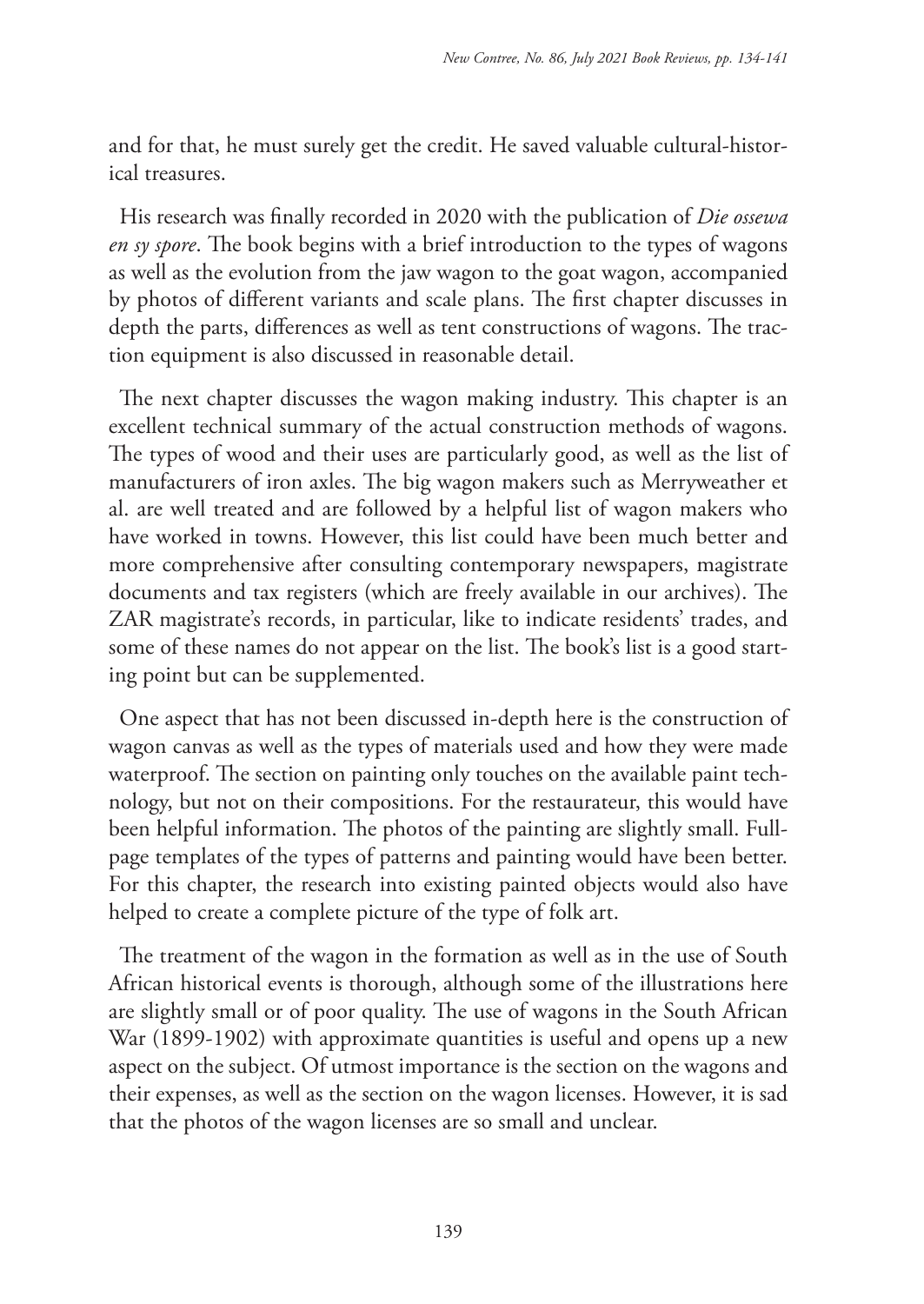and for that, he must surely get the credit. He saved valuable cultural-historical treasures.

His research was finally recorded in 2020 with the publication of *Die ossewa en sy spore*. The book begins with a brief introduction to the types of wagons as well as the evolution from the jaw wagon to the goat wagon, accompanied by photos of different variants and scale plans. The first chapter discusses in depth the parts, differences as well as tent constructions of wagons. The traction equipment is also discussed in reasonable detail.

The next chapter discusses the wagon making industry. This chapter is an excellent technical summary of the actual construction methods of wagons. The types of wood and their uses are particularly good, as well as the list of manufacturers of iron axles. The big wagon makers such as Merryweather et al. are well treated and are followed by a helpful list of wagon makers who have worked in towns. However, this list could have been much better and more comprehensive after consulting contemporary newspapers, magistrate documents and tax registers (which are freely available in our archives). The ZAR magistrate's records, in particular, like to indicate residents' trades, and some of these names do not appear on the list. The book's list is a good starting point but can be supplemented.

One aspect that has not been discussed in-depth here is the construction of wagon canvas as well as the types of materials used and how they were made waterproof. The section on painting only touches on the available paint technology, but not on their compositions. For the restaurateur, this would have been helpful information. The photos of the painting are slightly small. Full-page templates of the types of patterns and painting would have been better. For this chapter, the research into existing painted objects would also have helped to create a complete picture of the type of folk art.

The treatment of the wagon in the formation as well as in the use of South African historical events is thorough, although some of the illustrations here are slightly small or of poor quality. The use of wagons in the South African War (1899-1902) with approximate quantities is useful and opens up a new aspect on the subject. Of utmost importance is the section on the wagons and their expenses, as well as the section on the wagon licenses. However, it is sad that the photos of the wagon licenses are so small and unclear.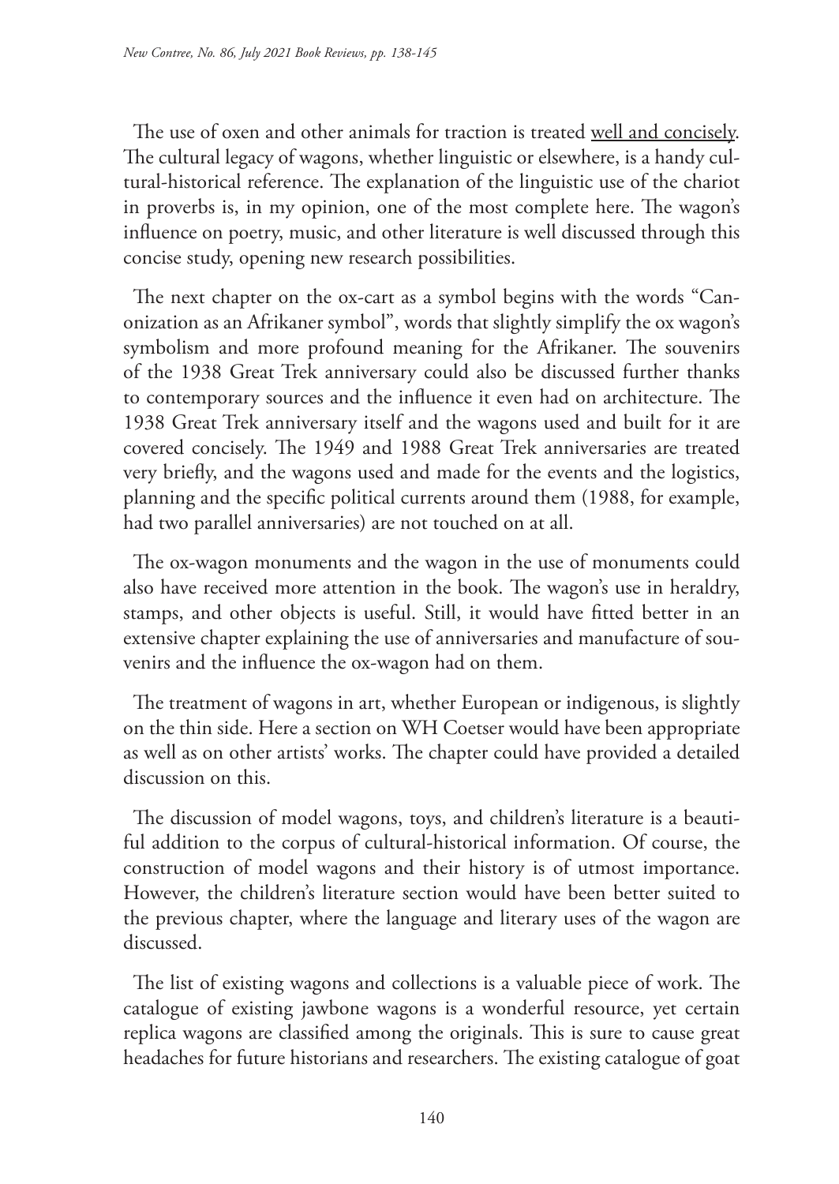The use of oxen and other animals for traction is treated well and concisely. The cultural legacy of wagons, whether linguistic or elsewhere, is a handy cultural-historical reference. The explanation of the linguistic use of the chariot in proverbs is, in my opinion, one of the most complete here. The wagon's influence on poetry, music, and other literature is well discussed through this concise study, opening new research possibilities.

The next chapter on the ox-cart as a symbol begins with the words "Canonization as an Afrikaner symbol", words that slightly simplify the ox wagon's symbolism and more profound meaning for the Afrikaner. The souvenirs of the 1938 Great Trek anniversary could also be discussed further thanks to contemporary sources and the influence it even had on architecture. The 1938 Great Trek anniversary itself and the wagons used and built for it are covered concisely. The 1949 and 1988 Great Trek anniversaries are treated very briefly, and the wagons used and made for the events and the logistics, planning and the specific political currents around them (1988, for example, had two parallel anniversaries) are not touched on at all.

The ox-wagon monuments and the wagon in the use of monuments could also have received more attention in the book. The wagon's use in heraldry, stamps, and other objects is useful. Still, it would have fitted better in an extensive chapter explaining the use of anniversaries and manufacture of souvenirs and the influence the ox-wagon had on them.

The treatment of wagons in art, whether European or indigenous, is slightly on the thin side. Here a section on WH Coetser would have been appropriate as well as on other artists' works. The chapter could have provided a detailed discussion on this.

The discussion of model wagons, toys, and children's literature is a beautiful addition to the corpus of cultural-historical information. Of course, the construction of model wagons and their history is of utmost importance. However, the children's literature section would have been better suited to the previous chapter, where the language and literary uses of the wagon are discussed.

The list of existing wagons and collections is a valuable piece of work. The catalogue of existing jawbone wagons is a wonderful resource, yet certain replica wagons are classified among the originals. This is sure to cause great headaches for future historians and researchers. The existing catalogue of goat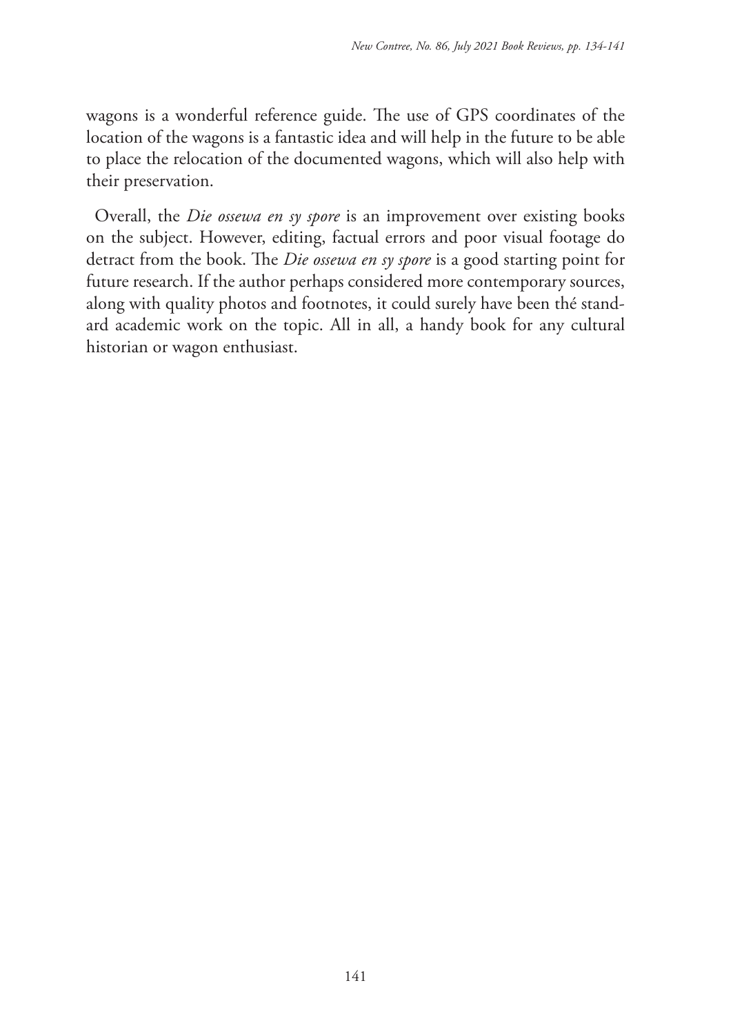wagons is a wonderful reference guide. The use of GPS coordinates of the location of the wagons is a fantastic idea and will help in the future to be able to place the relocation of the documented wagons, which will also help with their preservation.

Overall, the *Die ossewa en sy spore* is an improvement over existing books on the subject. However, editing, factual errors and poor visual footage do detract from the book. The *Die ossewa en sy spore* is a good starting point for future research. If the author perhaps considered more contemporary sources, along with quality photos and footnotes, it could surely have been thé standard academic work on the topic. All in all, a handy book for any cultural historian or wagon enthusiast.